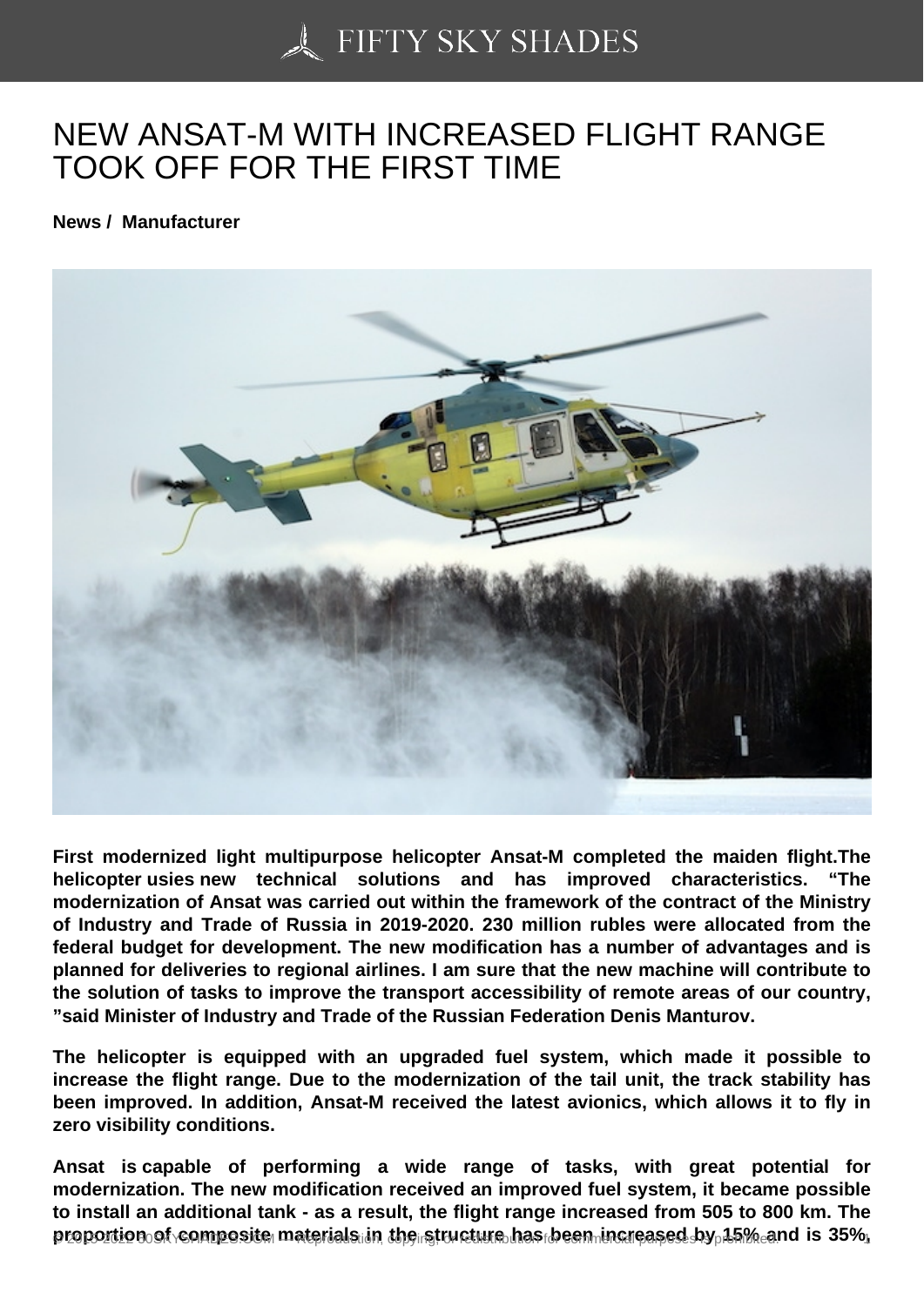# NEW ANSAT-M WITH INCREASED FLIGHT RANGE TOOK OFF FOR THE FIRST TIME

**News / Manufacturer**

**First modernized light multipurpose helicopter Ansat-M completed the maiden flight.The helicopter uses new technical solutions and has improved characteristics. "The modernization of Ansat was carried out within the framework of the contract of the Ministry of Industry and Trade of Russia in 2019-2020. 230 million rubles were allocated from the federal budget for development. The new modification has a number of advantages and is planned for deliveries to regional airlines. I am sure that the new machine will contribute to the solution of tasks to improve the transport accessibility of remote areas of our country, "said Minister of Industry and Trade of the Russian Federation Denis Manturov.**

**The helicopter is equipped with an upgraded fuel system, which made it possible to increase the flight range. Due to the modernization of the tail unit, the track stability has been improved. In addition, Ansat-M received the latest avionics, which allows it to fly in zero visibility conditions.**

**Ansat is capable of performing a wide range of tasks, with great potential for modernization. The new modification received an improved fuel system, it became possible to install an additional tank - as a result, the flight range increased from 505 to 800 km. The proportion of composite materials in the structure has been increased by 15% and is 35%,**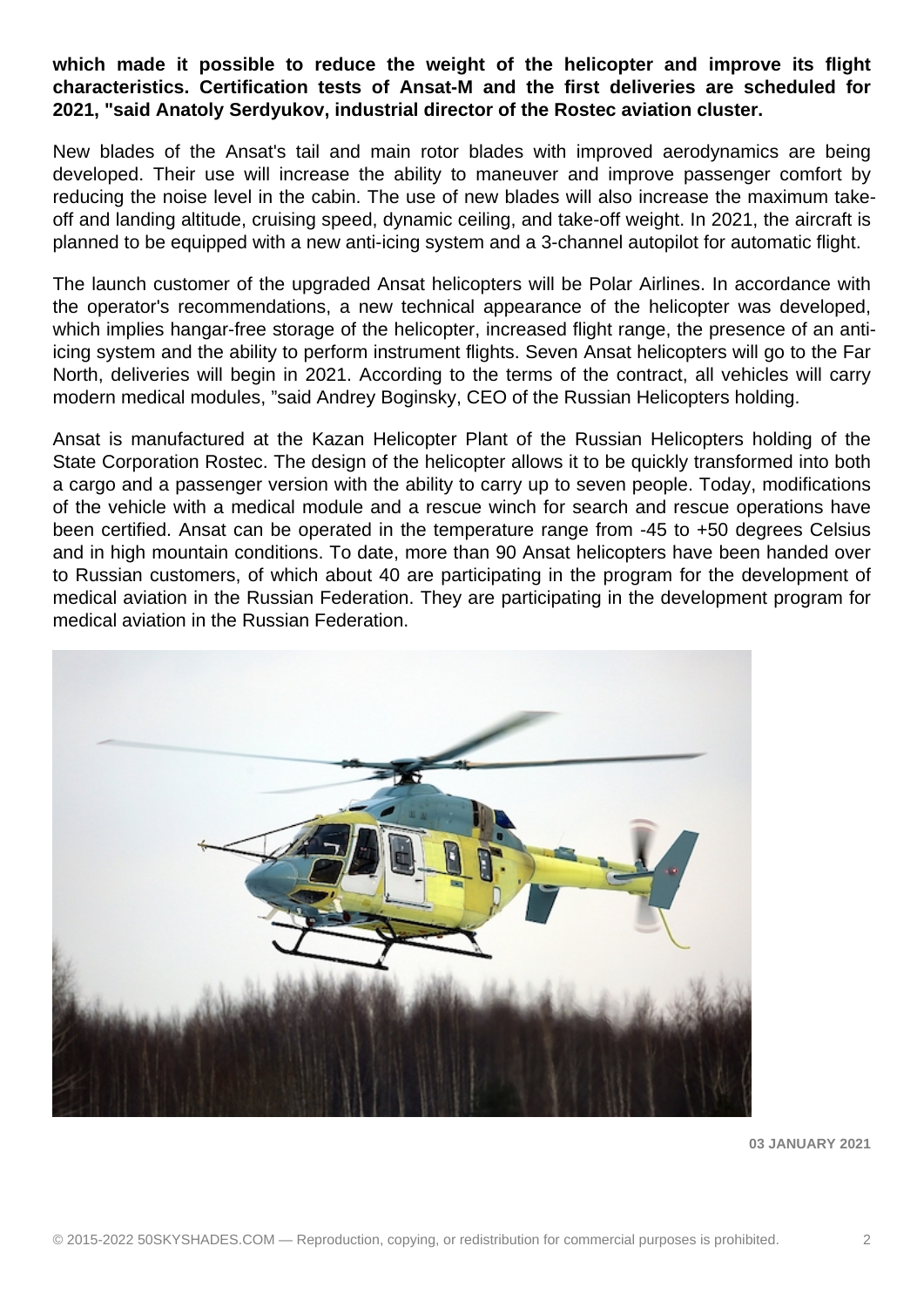**which made it possible to reduce the weight of the helicopter and improve its flight characteristics. Certification tests of Ansat-M and the first deliveries are scheduled for 2021, "said Anatoly Serdyukov, industrial director of the Rostec aviation cluster.**

New blades of the Ansat's tail and main rotor blades with improved aerodynamics are being developed. Their use will increase the ability to maneuver and improve passenger comfort by reducing the noise level in the cabin. The use of new blades will also increase the maximum take-off and landing altitude, cruising speed, dynamic ceiling, and take-off weight. In 2021, the aircraft is planned to be equipped with a new anti-icing system and a 3-channel autopilot for automatic flight.

The launch customer of the upgraded Ansat helicopters will be Polar Airlines. In accordance with the operator's recommendations, a new technical appearance of the helicopter was developed, which implies hangar-free storage of the helicopter, increased flight range, the presence of an anti-icing system and the ability to perform instrument flights. Seven Ansat helicopters will go to the Far North, deliveries will begin in 2021. According to the terms of the contract, all vehicles will carry modern medical modules, "said Andrey Boginsky, CEO of the Russian Helicopters holding.

Ansat is manufactured at the Kazan Helicopter Plant of the Russian Helicopters holding of the State Corporation Rostec. The design of the helicopter allows it to be quickly transformed into both a cargo and a passenger version with the ability to carry up to seven people. Today, modifications of the vehicle with a medical module and a rescue winch for search and rescue operations have been certified. Ansat can be operated in the temperature range from -45 to +50 degrees Celsius and in high mountain conditions. To date, more than 90 Ansat helicopters have been handed over to Russian customers, of which about 40 are participating in the program for the development of medical aviation in the Russian Federation. They are participating in the development program for medical aviation in the Russian Federation.

**03 JANUARY 2021**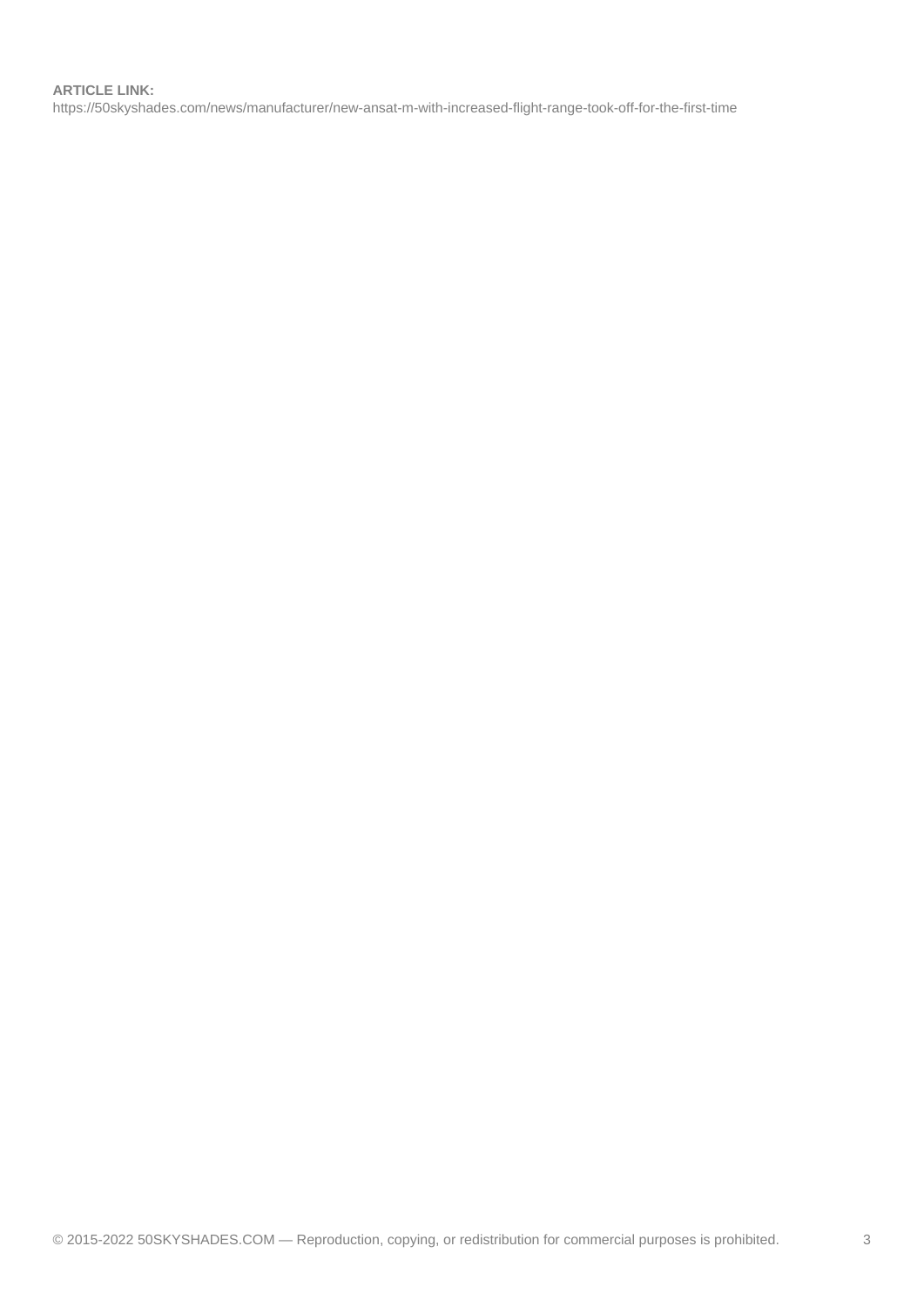**ARTICLE LINK:**
https://50skyshades.com/news/manufacturer/new-ansat-m-with-increased-flight-range-took-off-for-the-first-time